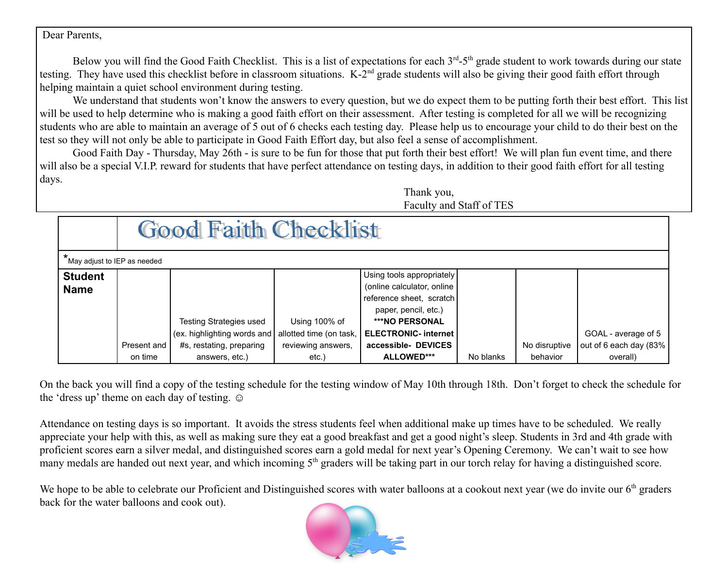Dear Parents,

Below you will find the Good Faith Checklist. This is a list of expectations for each 3rd-5th grade student to work towards during our state testing. They have used this checklist before in classroom situations. K-2nd grade students will also be giving their good faith effort through helping maintain a quiet school environment during testing.

We understand that students won't know the answers to every question, but we do expect them to be putting forth their best effort. This list will be used to help determine who is making a good faith effort on their assessment. After testing is completed for all we will be recognizing students who are able to maintain an average of 5 out of 6 checks each testing day. Please help us to encourage your child to do their best on the test so they will not only be able to participate in Good Faith Effort day, but also feel a sense of accomplishment.

Good Faith Day - Thursday, May 26th - is sure to be fun for those that put forth their best effort! We will plan fun event time, and there will also be a special V.I.P. reward for students that have perfect attendance on testing days, in addition to their good faith effort for all testing days.

Thank you,
Faculty and Staff of TES

# Good Faith Checklist

*May adjust to IEP as needed

| **Student Name** | Present and on time | Testing Strategies used (ex. highlighting words and #s, restating, preparing answers, etc.) | Using 100% of allotted time (on task, reviewing answers, etc.) | Using tools appropriately (online calculator, online reference sheet, scratch paper, pencil, etc.) **\*\*\*NO PERSONAL ELECTRONIC- internet accessible- DEVICES ALLOWED\*\*\*** | No blanks | No disruptive behavior | GOAL - average of 5 out of 6 each day (83% overall) |
|---|---|---|---|---|---|---|---|

On the back you will find a copy of the testing schedule for the testing window of May 10th through 18th. Don't forget to check the schedule for the 'dress up' theme on each day of testing. ☺

Attendance on testing days is so important. It avoids the stress students feel when additional make up times have to be scheduled. We really appreciate your help with this, as well as making sure they eat a good breakfast and get a good night's sleep. Students in 3rd and 4th grade with proficient scores earn a silver medal, and distinguished scores earn a gold medal for next year's Opening Ceremony. We can't wait to see how many medals are handed out next year, and which incoming 5th graders will be taking part in our torch relay for having a distinguished score.

We hope to be able to celebrate our Proficient and Distinguished scores with water balloons at a cookout next year (we do invite our 6th graders back for the water balloons and cook out).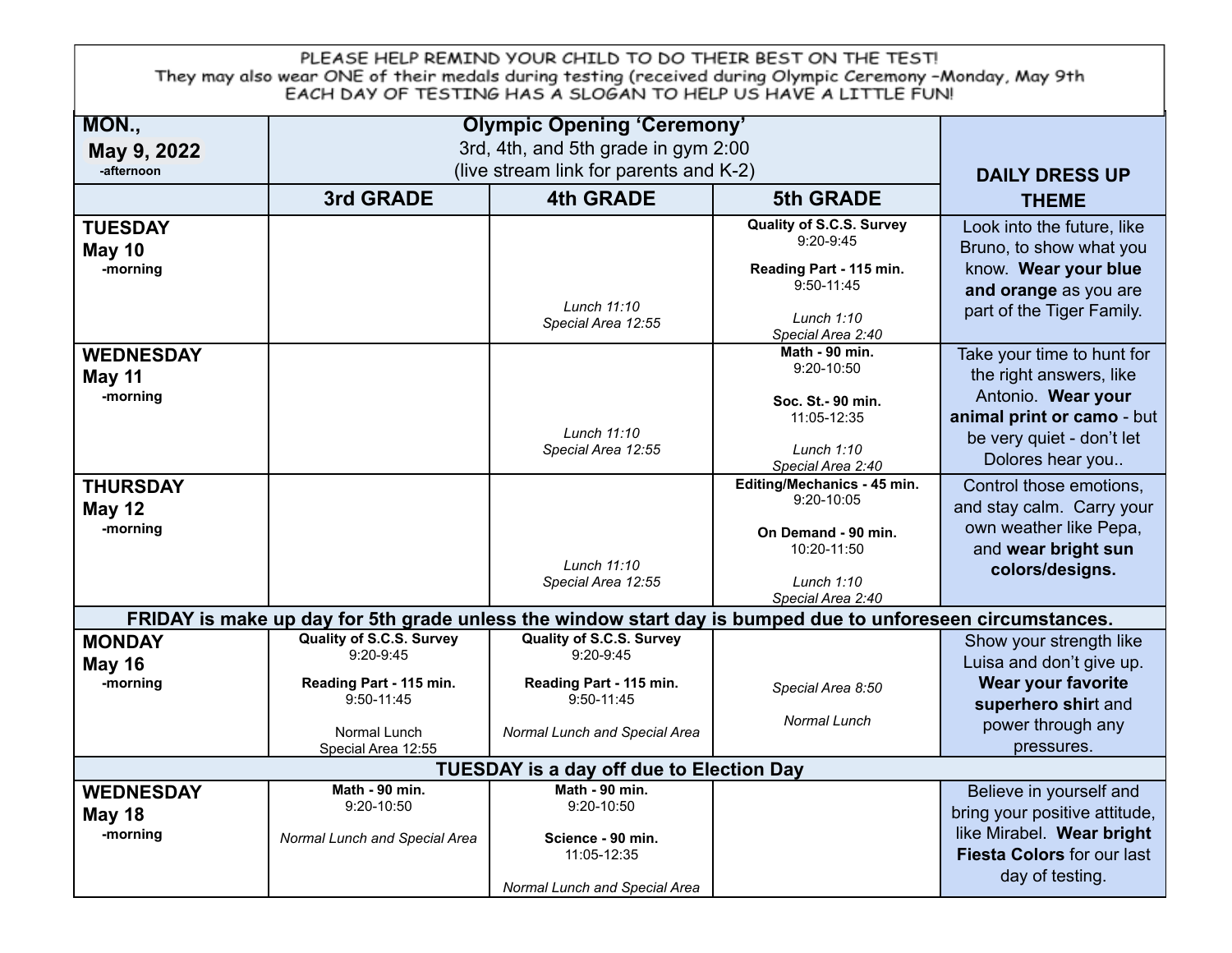PLEASE HELP REMIND YOUR CHILD TO DO THEIR BEST ON THE TEST!
They may also wear ONE of their medals during testing (received during Olympic Ceremony –Monday, May 9th
EACH DAY OF TESTING HAS A SLOGAN TO HELP US HAVE A LITTLE FUN!

| | | | | |
|---|---|---|---|---|
| **MON., May 9, 2022** -afternoon | **Olympic Opening 'Ceremony'** 3rd, 4th, and 5th grade in gym 2:00 (live stream link for parents and K-2) | | | **DAILY DRESS UP THEME** |
| | **3rd GRADE** | **4th GRADE** | **5th GRADE** | |
| **TUESDAY May 10** -morning | | *Lunch 11:10* *Special Area 12:55* | **Quality of S.C.S. Survey** 9:20-9:45 **Reading Part - 115 min.** 9:50-11:45 *Lunch 1:10* *Special Area 2:40* | Look into the future, like Bruno, to show what you know. **Wear your blue and orange** as you are part of the Tiger Family. |
| **WEDNESDAY May 11** -morning | | *Lunch 11:10* *Special Area 12:55* | **Math - 90 min.** 9:20-10:50 **Soc. St.- 90 min.** 11:05-12:35 *Lunch 1:10* *Special Area 2:40* | Take your time to hunt for the right answers, like Antonio. **Wear your animal print or camo** - but be very quiet - don't let Dolores hear you.. |
| **THURSDAY May 12** -morning | | *Lunch 11:10* *Special Area 12:55* | **Editing/Mechanics - 45 min.** 9:20-10:05 **On Demand - 90 min.** 10:20-11:50 *Lunch 1:10* *Special Area 2:40* | Control those emotions, and stay calm. Carry your own weather like Pepa, and **wear bright sun colors/designs.** |
| **FRIDAY is make up day for 5th grade unless the window start day is bumped due to unforeseen circumstances.** | | | | |
| **MONDAY May 16** -morning | **Quality of S.C.S. Survey** 9:20-9:45 **Reading Part - 115 min.** 9:50-11:45 Normal Lunch Special Area 12:55 | **Quality of S.C.S. Survey** 9:20-9:45 **Reading Part - 115 min.** 9:50-11:45 *Normal Lunch and Special Area* | *Special Area 8:50* *Normal Lunch* | Show your strength like Luisa and don't give up. **Wear your favorite superhero shirt** and power through any pressures. |
| **TUESDAY is a day off due to Election Day** | | | | |
| **WEDNESDAY May 18** -morning | **Math - 90 min.** 9:20-10:50 *Normal Lunch and Special Area* | **Math - 90 min.** 9:20-10:50 **Science - 90 min.** 11:05-12:35 *Normal Lunch and Special Area* | | Believe in yourself and bring your positive attitude, like Mirabel. **Wear bright Fiesta Colors** for our last day of testing. |